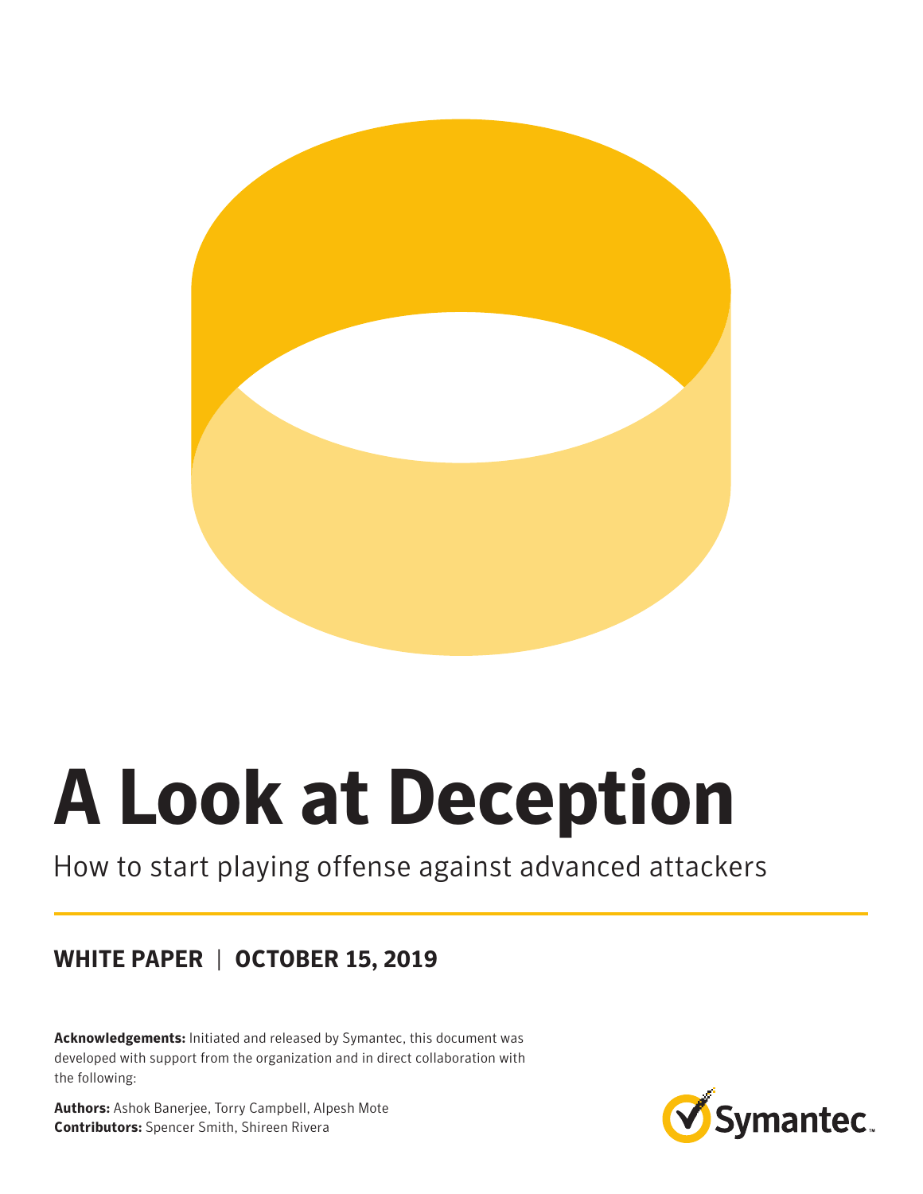# A Look at Deception

How to start playing offense against advanced attackers

**WHITE PAPER** | **OCTOBER 15, 2019**

**Acknowledgements:** Initiated and released by Symantec, this document was developed with support from the organization and in direct collaboration with the following:

**Authors:** Ashok Banerjee, Torry Campbell, Alpesh Mote
**Contributors:** Spencer Smith, Shireen Rivera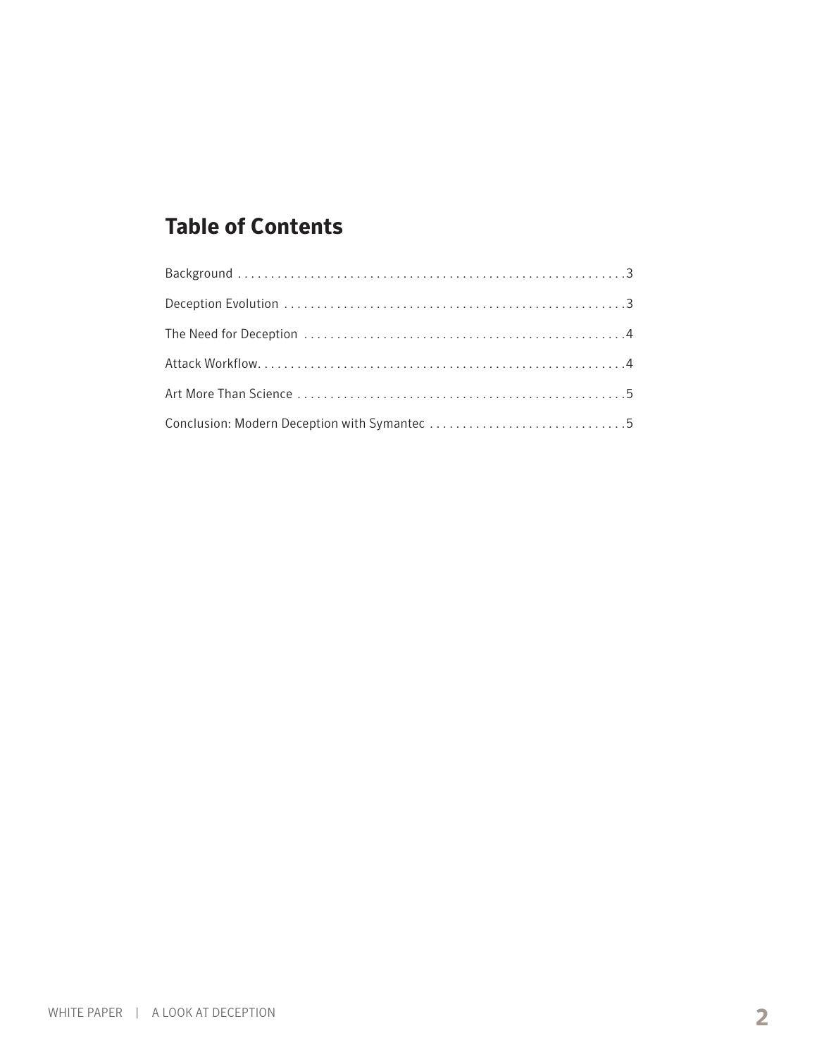## Table of Contents

Background . . . . . . . . . . . . . . . . . . . . . . . . . . . . . . . . . . . . . . . . . . . . . . . . . . . . . . . . . . .3

Deception Evolution . . . . . . . . . . . . . . . . . . . . . . . . . . . . . . . . . . . . . . . . . . . . . . . . . . .3

The Need for Deception . . . . . . . . . . . . . . . . . . . . . . . . . . . . . . . . . . . . . . . . . . . . . . . .4

Attack Workflow. . . . . . . . . . . . . . . . . . . . . . . . . . . . . . . . . . . . . . . . . . . . . . . . . . . . . . .4

Art More Than Science . . . . . . . . . . . . . . . . . . . . . . . . . . . . . . . . . . . . . . . . . . . . . . . . .5

Conclusion: Modern Deception with Symantec . . . . . . . . . . . . . . . . . . . . . . . . . . . . .5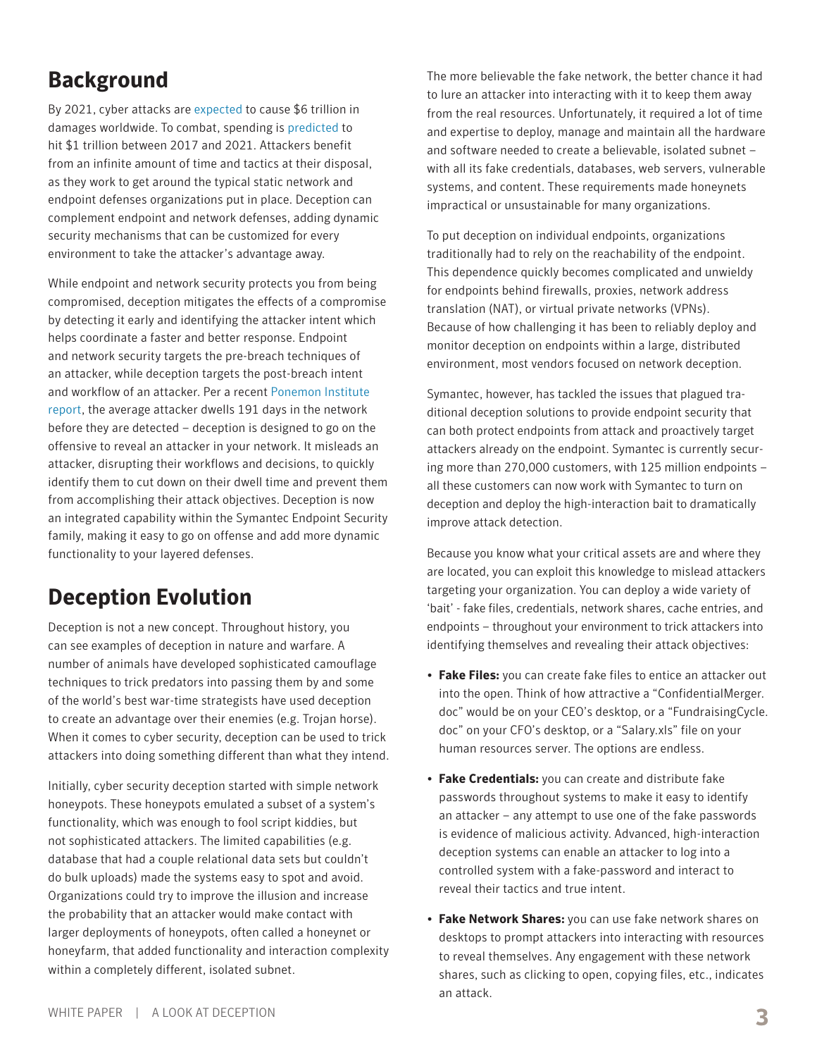## Background

By 2021, cyber attacks are expected to cause $6 trillion in damages worldwide. To combat, spending is predicted to hit $1 trillion between 2017 and 2021. Attackers benefit from an infinite amount of time and tactics at their disposal, as they work to get around the typical static network and endpoint defenses organizations put in place. Deception can complement endpoint and network defenses, adding dynamic security mechanisms that can be customized for every environment to take the attacker's advantage away.

While endpoint and network security protects you from being compromised, deception mitigates the effects of a compromise by detecting it early and identifying the attacker intent which helps coordinate a faster and better response. Endpoint and network security targets the pre-breach techniques of an attacker, while deception targets the post-breach intent and workflow of an attacker. Per a recent Ponemon Institute report, the average attacker dwells 191 days in the network before they are detected – deception is designed to go on the offensive to reveal an attacker in your network. It misleads an attacker, disrupting their workflows and decisions, to quickly identify them to cut down on their dwell time and prevent them from accomplishing their attack objectives. Deception is now an integrated capability within the Symantec Endpoint Security family, making it easy to go on offense and add more dynamic functionality to your layered defenses.

## Deception Evolution

Deception is not a new concept. Throughout history, you can see examples of deception in nature and warfare. A number of animals have developed sophisticated camouflage techniques to trick predators into passing them by and some of the world's best war-time strategists have used deception to create an advantage over their enemies (e.g. Trojan horse). When it comes to cyber security, deception can be used to trick attackers into doing something different than what they intend.

Initially, cyber security deception started with simple network honeypots. These honeypots emulated a subset of a system's functionality, which was enough to fool script kiddies, but not sophisticated attackers. The limited capabilities (e.g. database that had a couple relational data sets but couldn't do bulk uploads) made the systems easy to spot and avoid. Organizations could try to improve the illusion and increase the probability that an attacker would make contact with larger deployments of honeypots, often called a honeynet or honeyfarm, that added functionality and interaction complexity within a completely different, isolated subnet.

The more believable the fake network, the better chance it had to lure an attacker into interacting with it to keep them away from the real resources. Unfortunately, it required a lot of time and expertise to deploy, manage and maintain all the hardware and software needed to create a believable, isolated subnet – with all its fake credentials, databases, web servers, vulnerable systems, and content. These requirements made honeynets impractical or unsustainable for many organizations.

To put deception on individual endpoints, organizations traditionally had to rely on the reachability of the endpoint. This dependence quickly becomes complicated and unwieldy for endpoints behind firewalls, proxies, network address translation (NAT), or virtual private networks (VPNs). Because of how challenging it has been to reliably deploy and monitor deception on endpoints within a large, distributed environment, most vendors focused on network deception.

Symantec, however, has tackled the issues that plagued traditional deception solutions to provide endpoint security that can both protect endpoints from attack and proactively target attackers already on the endpoint. Symantec is currently securing more than 270,000 customers, with 125 million endpoints – all these customers can now work with Symantec to turn on deception and deploy the high-interaction bait to dramatically improve attack detection.

Because you know what your critical assets are and where they are located, you can exploit this knowledge to mislead attackers targeting your organization. You can deploy a wide variety of 'bait' - fake files, credentials, network shares, cache entries, and endpoints – throughout your environment to trick attackers into identifying themselves and revealing their attack objectives:

- **Fake Files:** you can create fake files to entice an attacker out into the open. Think of how attractive a "ConfidentialMerger.doc" would be on your CEO's desktop, or a "FundraisingCycle.doc" on your CFO's desktop, or a "Salary.xls" file on your human resources server. The options are endless.
- **Fake Credentials:** you can create and distribute fake passwords throughout systems to make it easy to identify an attacker – any attempt to use one of the fake passwords is evidence of malicious activity. Advanced, high-interaction deception systems can enable an attacker to log into a controlled system with a fake-password and interact to reveal their tactics and true intent.
- **Fake Network Shares:** you can use fake network shares on desktops to prompt attackers into interacting with resources to reveal themselves. Any engagement with these network shares, such as clicking to open, copying files, etc., indicates an attack.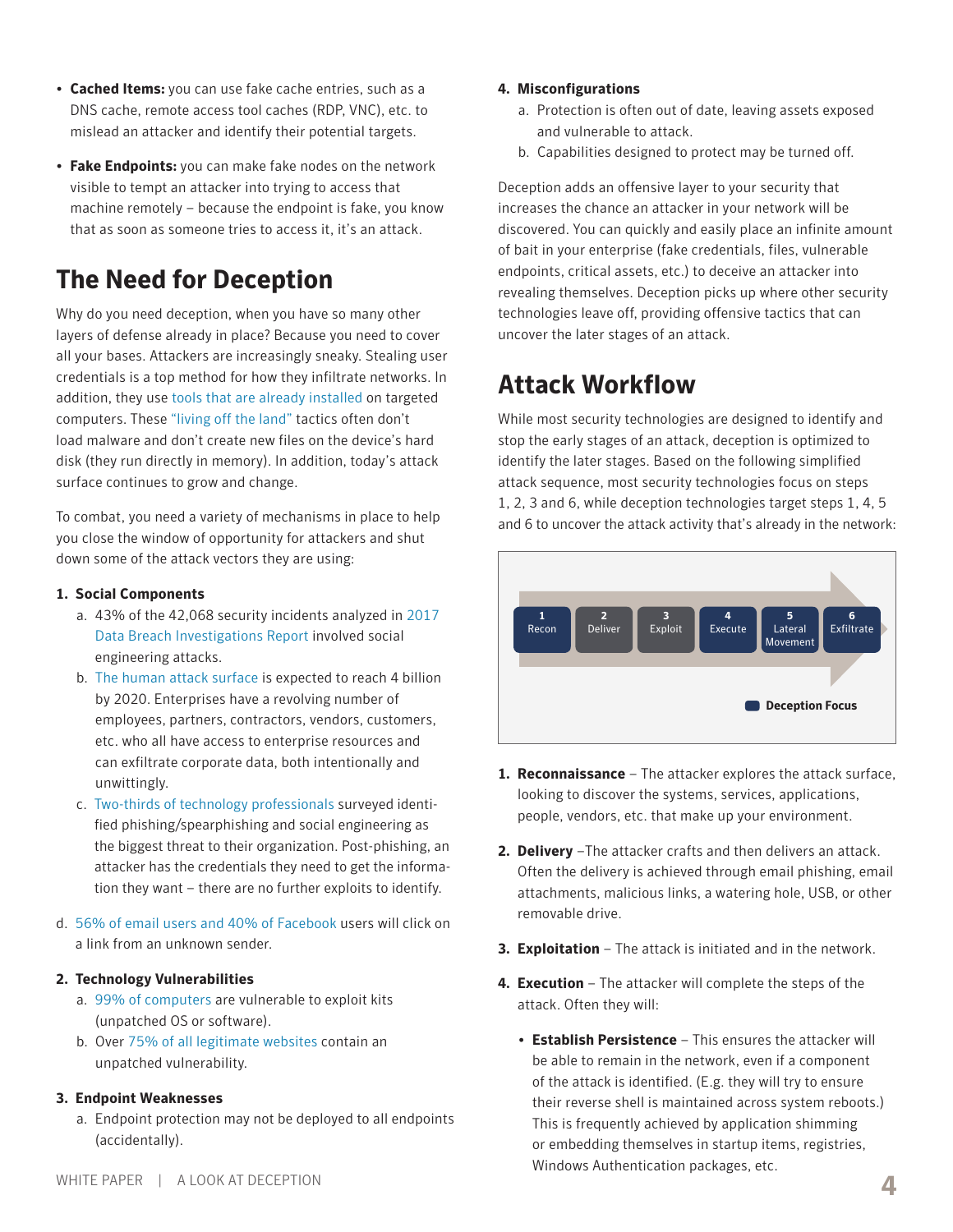- **Cached Items:** you can use fake cache entries, such as a DNS cache, remote access tool caches (RDP, VNC), etc. to mislead an attacker and identify their potential targets.
- **Fake Endpoints:** you can make fake nodes on the network visible to tempt an attacker into trying to access that machine remotely – because the endpoint is fake, you know that as soon as someone tries to access it, it's an attack.

## The Need for Deception

Why do you need deception, when you have so many other layers of defense already in place? Because you need to cover all your bases. Attackers are increasingly sneaky. Stealing user credentials is a top method for how they infiltrate networks. In addition, they use tools that are already installed on targeted computers. These "living off the land" tactics often don't load malware and don't create new files on the device's hard disk (they run directly in memory). In addition, today's attack surface continues to grow and change.

To combat, you need a variety of mechanisms in place to help you close the window of opportunity for attackers and shut down some of the attack vectors they are using:

1. **Social Components**
   a. 43% of the 42,068 security incidents analyzed in 2017 Data Breach Investigations Report involved social engineering attacks.
   b. The human attack surface is expected to reach 4 billion by 2020. Enterprises have a revolving number of employees, partners, contractors, vendors, customers, etc. who all have access to enterprise resources and can exfiltrate corporate data, both intentionally and unwittingly.
   c. Two-thirds of technology professionals surveyed identified phishing/spearphishing and social engineering as the biggest threat to their organization. Post-phishing, an attacker has the credentials they need to get the information they want – there are no further exploits to identify.
   d. 56% of email users and 40% of Facebook users will click on a link from an unknown sender.

2. **Technology Vulnerabilities**
   a. 99% of computers are vulnerable to exploit kits (unpatched OS or software).
   b. Over 75% of all legitimate websites contain an unpatched vulnerability.

3. **Endpoint Weaknesses**
   a. Endpoint protection may not be deployed to all endpoints (accidentally).

4. **Misconfigurations**
   a. Protection is often out of date, leaving assets exposed and vulnerable to attack.
   b. Capabilities designed to protect may be turned off.

Deception adds an offensive layer to your security that increases the chance an attacker in your network will be discovered. You can quickly and easily place an infinite amount of bait in your enterprise (fake credentials, files, vulnerable endpoints, critical assets, etc.) to deceive an attacker into revealing themselves. Deception picks up where other security technologies leave off, providing offensive tactics that can uncover the later stages of an attack.

## Attack Workflow

While most security technologies are designed to identify and stop the early stages of an attack, deception is optimized to identify the later stages. Based on the following simplified attack sequence, most security technologies focus on steps 1, 2, 3 and 6, while deception technologies target steps 1, 4, 5 and 6 to uncover the attack activity that's already in the network:

1 Recon → 2 Deliver → 3 Exploit → 4 Execute → 5 Lateral Movement → 6 Exfiltrate

Deception Focus

1. **Reconnaissance** – The attacker explores the attack surface, looking to discover the systems, services, applications, people, vendors, etc. that make up your environment.

2. **Delivery** –The attacker crafts and then delivers an attack. Often the delivery is achieved through email phishing, email attachments, malicious links, a watering hole, USB, or other removable drive.

3. **Exploitation** – The attack is initiated and in the network.

4. **Execution** – The attacker will complete the steps of the attack. Often they will:

   - **Establish Persistence** – This ensures the attacker will be able to remain in the network, even if a component of the attack is identified. (E.g. they will try to ensure their reverse shell is maintained across system reboots.) This is frequently achieved by application shimming or embedding themselves in startup items, registries, Windows Authentication packages, etc.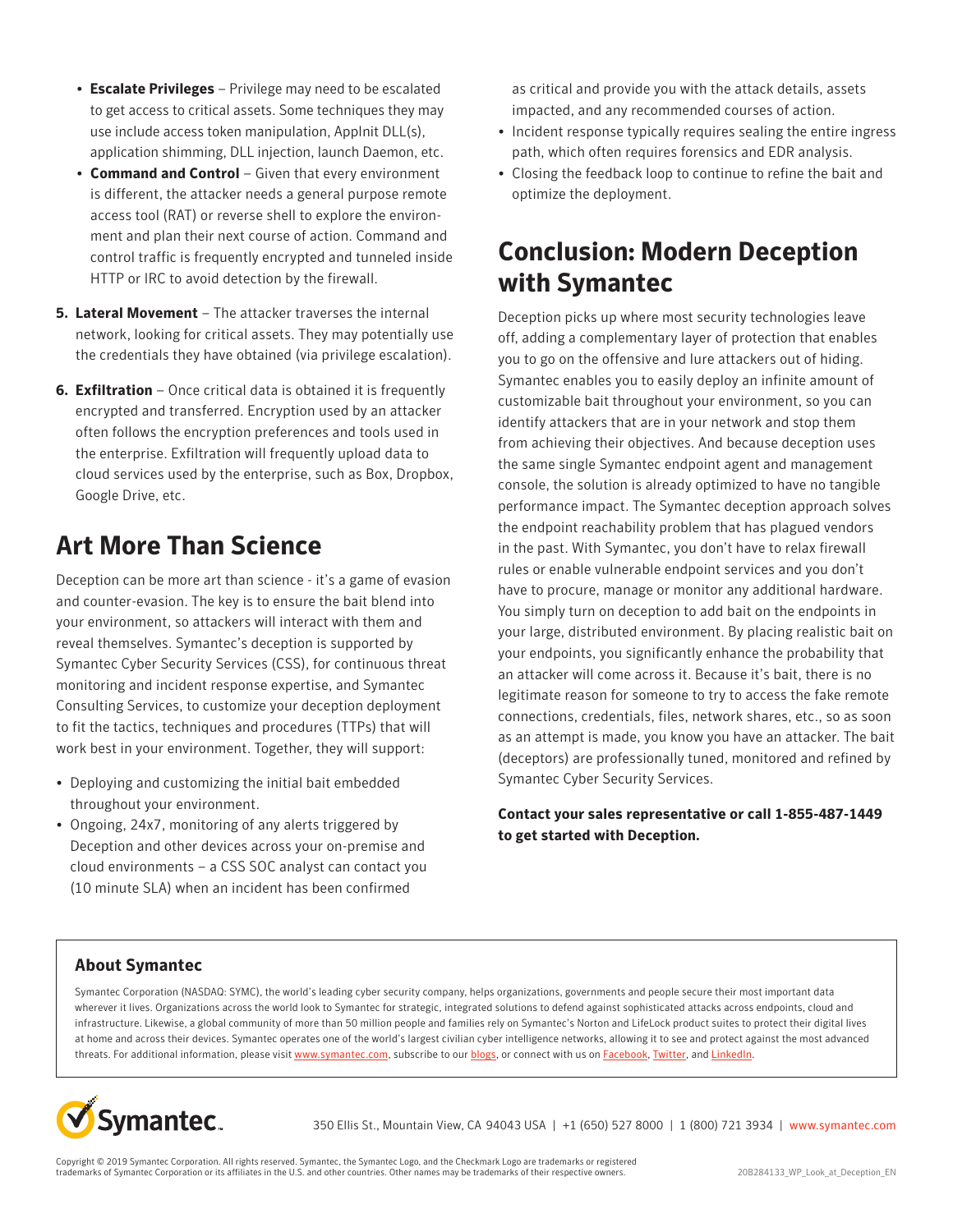- **Escalate Privileges** – Privilege may need to be escalated to get access to critical assets. Some techniques they may use include access token manipulation, AppInit DLL(s), application shimming, DLL injection, launch Daemon, etc.
- **Command and Control** – Given that every environment is different, the attacker needs a general purpose remote access tool (RAT) or reverse shell to explore the environment and plan their next course of action. Command and control traffic is frequently encrypted and tunneled inside HTTP or IRC to avoid detection by the firewall.

5. **Lateral Movement** – The attacker traverses the internal network, looking for critical assets. They may potentially use the credentials they have obtained (via privilege escalation).

6. **Exfiltration** – Once critical data is obtained it is frequently encrypted and transferred. Encryption used by an attacker often follows the encryption preferences and tools used in the enterprise. Exfiltration will frequently upload data to cloud services used by the enterprise, such as Box, Dropbox, Google Drive, etc.

## Art More Than Science

Deception can be more art than science - it's a game of evasion and counter-evasion. The key is to ensure the bait blend into your environment, so attackers will interact with them and reveal themselves. Symantec's deception is supported by Symantec Cyber Security Services (CSS), for continuous threat monitoring and incident response expertise, and Symantec Consulting Services, to customize your deception deployment to fit the tactics, techniques and procedures (TTPs) that will work best in your environment. Together, they will support:

- Deploying and customizing the initial bait embedded throughout your environment.
- Ongoing, 24x7, monitoring of any alerts triggered by Deception and other devices across your on-premise and cloud environments – a CSS SOC analyst can contact you (10 minute SLA) when an incident has been confirmed as critical and provide you with the attack details, assets impacted, and any recommended courses of action.
- Incident response typically requires sealing the entire ingress path, which often requires forensics and EDR analysis.
- Closing the feedback loop to continue to refine the bait and optimize the deployment.

## Conclusion: Modern Deception with Symantec

Deception picks up where most security technologies leave off, adding a complementary layer of protection that enables you to go on the offensive and lure attackers out of hiding. Symantec enables you to easily deploy an infinite amount of customizable bait throughout your environment, so you can identify attackers that are in your network and stop them from achieving their objectives. And because deception uses the same single Symantec endpoint agent and management console, the solution is already optimized to have no tangible performance impact. The Symantec deception approach solves the endpoint reachability problem that has plagued vendors in the past. With Symantec, you don't have to relax firewall rules or enable vulnerable endpoint services and you don't have to procure, manage or monitor any additional hardware. You simply turn on deception to add bait on the endpoints in your large, distributed environment. By placing realistic bait on your endpoints, you significantly enhance the probability that an attacker will come across it. Because it's bait, there is no legitimate reason for someone to try to access the fake remote connections, credentials, files, network shares, etc., so as soon as an attempt is made, you know you have an attacker. The bait (deceptors) are professionally tuned, monitored and refined by Symantec Cyber Security Services.

**Contact your sales representative or call 1-855-487-1449 to get started with Deception.**

### About Symantec

Symantec Corporation (NASDAQ: SYMC), the world's leading cyber security company, helps organizations, governments and people secure their most important data wherever it lives. Organizations across the world look to Symantec for strategic, integrated solutions to defend against sophisticated attacks across endpoints, cloud and infrastructure. Likewise, a global community of more than 50 million people and families rely on Symantec's Norton and LifeLock product suites to protect their digital lives at home and across their devices. Symantec operates one of the world's largest civilian cyber intelligence networks, allowing it to see and protect against the most advanced threats. For additional information, please visit www.symantec.com, subscribe to our blogs, or connect with us on Facebook, Twitter, and LinkedIn.

350 Ellis St., Mountain View, CA 94043 USA | +1 (650) 527 8000 | 1 (800) 721 3934 | www.symantec.com

Copyright © 2019 Symantec Corporation. All rights reserved. Symantec, the Symantec Logo, and the Checkmark Logo are trademarks or registered trademarks of Symantec Corporation or its affiliates in the U.S. and other countries. Other names may be trademarks of their respective owners.

20B284133_WP_Look_at_Deception_EN